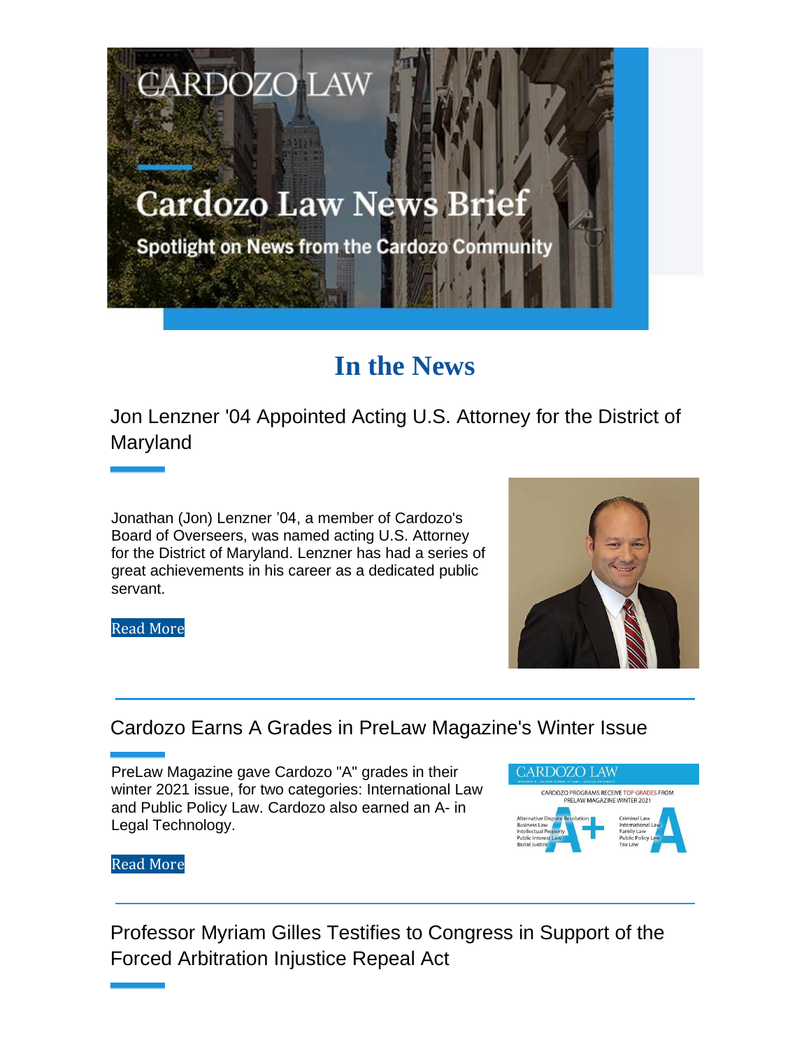CARDOZO LAW

# Cardozo Law News Brief

Spotlight on News from the Cardozo Community

## In the News

### Jon Lenzner '04 Appointed Acting U.S. Attorney for the District of Maryland

Jonathan (Jon) Lenzner '04, a member of Cardozo's Board of Overseers, was named acting U.S. Attorney for the District of Maryland. Lenzner has had a series of great achievements in his career as a dedicated public servant.

Read More

### Cardozo Earns A Grades in PreLaw Magazine's Winter Issue

PreLaw Magazine gave Cardozo "A" grades in their winter 2021 issue, for two categories: International Law and Public Policy Law. Cardozo also earned an A- in Legal Technology.

Read More

### Professor Myriam Gilles Testifies to Congress in Support of the Forced Arbitration Injustice Repeal Act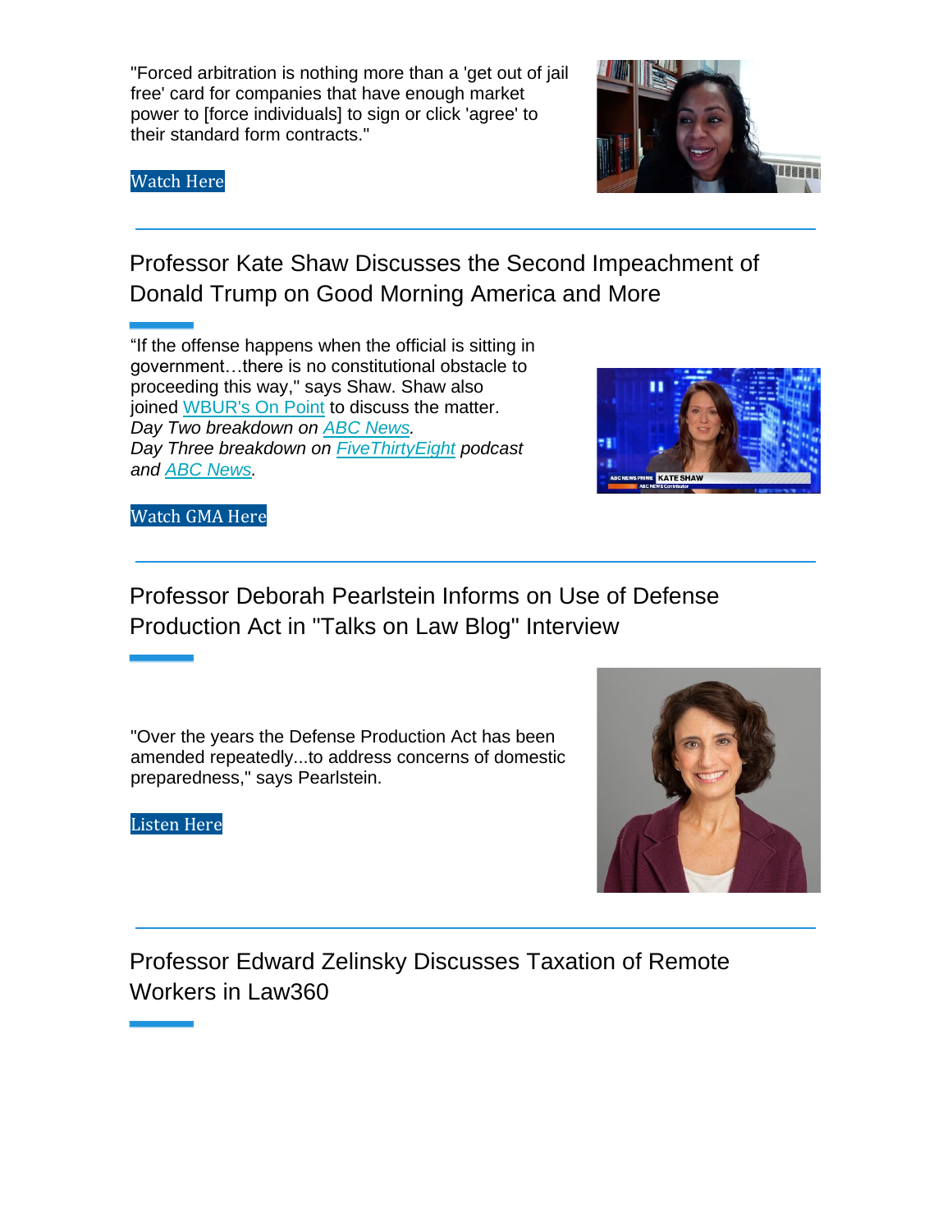"Forced arbitration is nothing more than a 'get out of jail free' card for companies that have enough market power to [force individuals] to sign or click 'agree' to their standard form contracts."

Watch Here

---

## Professor Kate Shaw Discusses the Second Impeachment of Donald Trump on Good Morning America and More

"If the offense happens when the official is sitting in government…there is no constitutional obstacle to proceeding this way," says Shaw. Shaw also joined WBUR's On Point to discuss the matter.
*Day Two breakdown on ABC News.*
*Day Three breakdown on FiveThirtyEight podcast and ABC News.*

Watch GMA Here

---

## Professor Deborah Pearlstein Informs on Use of Defense Production Act in "Talks on Law Blog" Interview

"Over the years the Defense Production Act has been amended repeatedly...to address concerns of domestic preparedness," says Pearlstein.

Listen Here

---

## Professor Edward Zelinsky Discusses Taxation of Remote Workers in Law360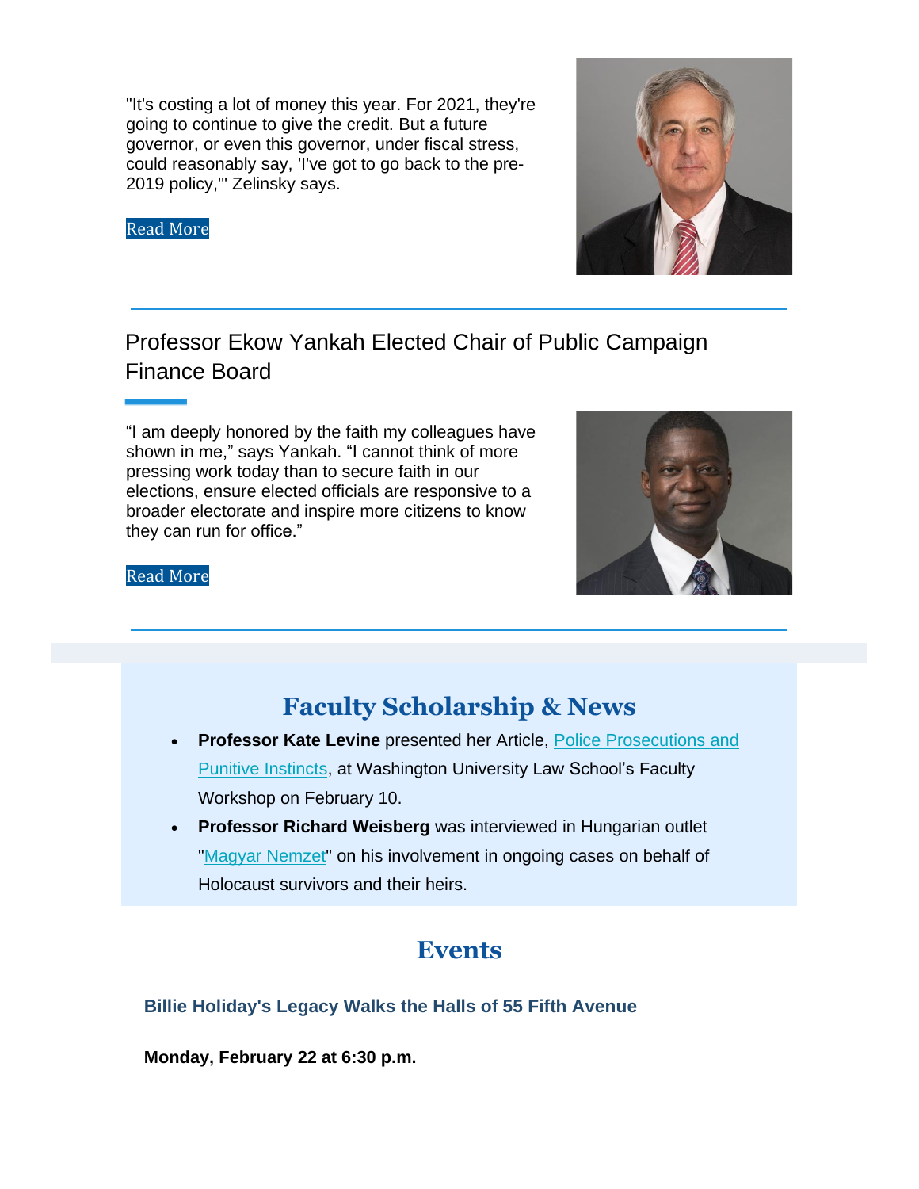"It's costing a lot of money this year. For 2021, they're going to continue to give the credit. But a future governor, or even this governor, under fiscal stress, could reasonably say, 'I've got to go back to the pre-2019 policy,'" Zelinsky says.

Read More

## Professor Ekow Yankah Elected Chair of Public Campaign Finance Board

"I am deeply honored by the faith my colleagues have shown in me," says Yankah. "I cannot think of more pressing work today than to secure faith in our elections, ensure elected officials are responsive to a broader electorate and inspire more citizens to know they can run for office."

Read More

## Faculty Scholarship & News

- **Professor Kate Levine** presented her Article, Police Prosecutions and Punitive Instincts, at Washington University Law School's Faculty Workshop on February 10.
- **Professor Richard Weisberg** was interviewed in Hungarian outlet "Magyar Nemzet" on his involvement in ongoing cases on behalf of Holocaust survivors and their heirs.

## Events

### Billie Holiday's Legacy Walks the Halls of 55 Fifth Avenue

**Monday, February 22 at 6:30 p.m.**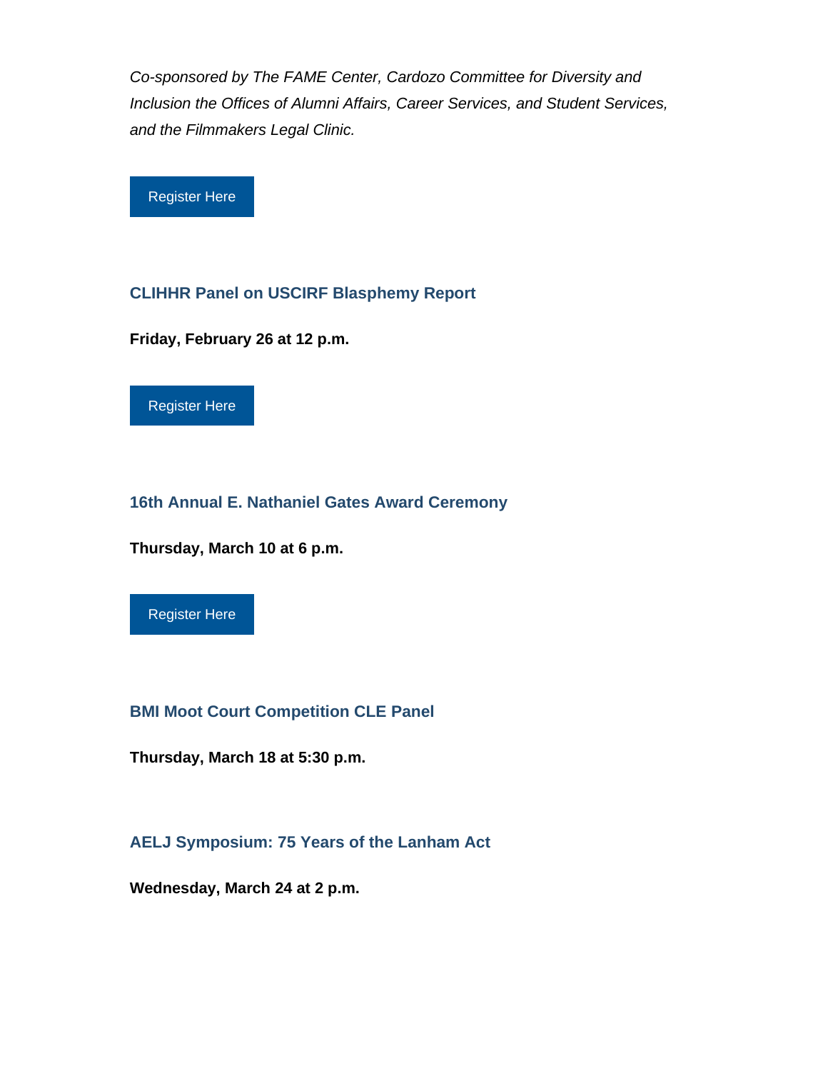*Co-sponsored by The FAME Center, Cardozo Committee for Diversity and Inclusion the Offices of Alumni Affairs, Career Services, and Student Services, and the Filmmakers Legal Clinic.*

Register Here

### CLIHHR Panel on USCIRF Blasphemy Report

**Friday, February 26 at 12 p.m.**

Register Here

### 16th Annual E. Nathaniel Gates Award Ceremony

**Thursday, March 10 at 6 p.m.**

Register Here

### BMI Moot Court Competition CLE Panel

**Thursday, March 18 at 5:30 p.m.**

### AELJ Symposium: 75 Years of the Lanham Act

**Wednesday, March 24 at 2 p.m.**